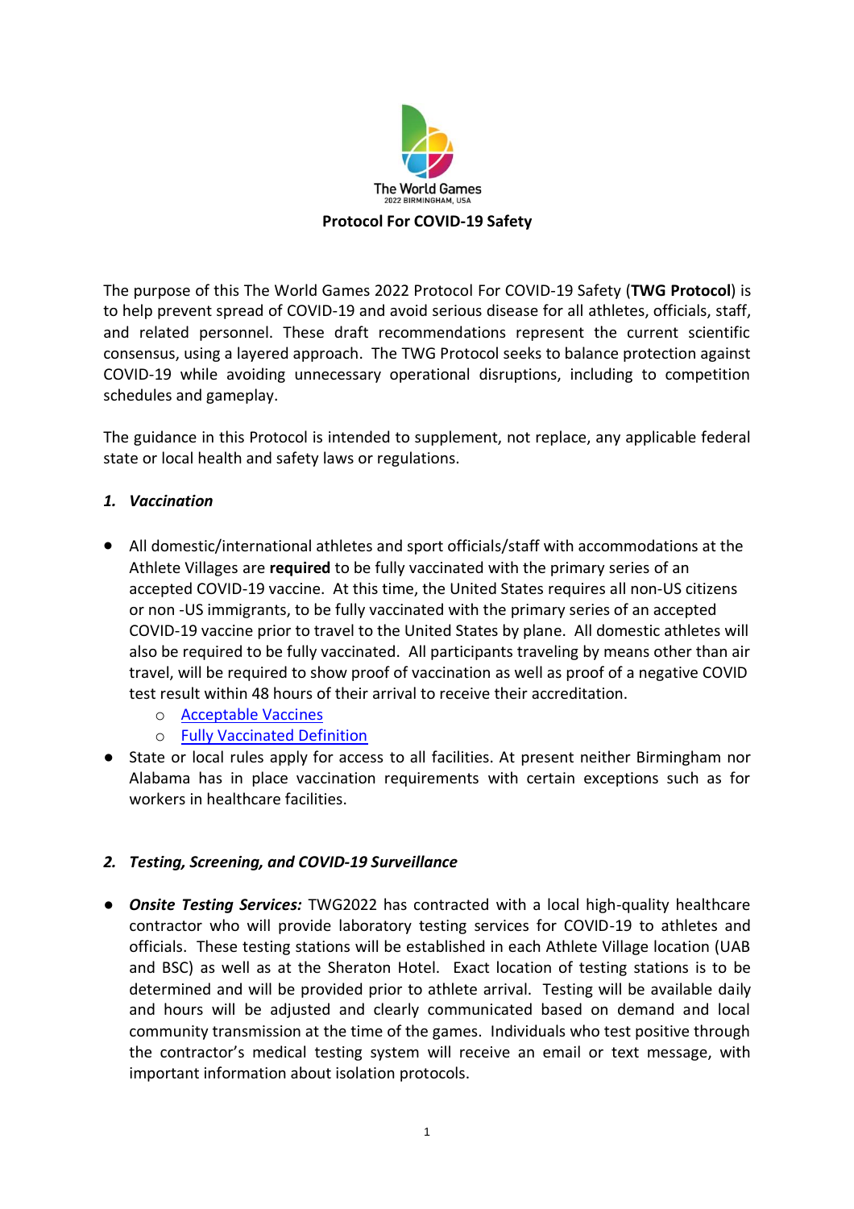The World Games
2022 BIRMINGHAM, USA

# Protocol For COVID-19 Safety

The purpose of this The World Games 2022 Protocol For COVID-19 Safety (**TWG Protocol**) is to help prevent spread of COVID-19 and avoid serious disease for all athletes, officials, staff, and related personnel. These draft recommendations represent the current scientific consensus, using a layered approach. The TWG Protocol seeks to balance protection against COVID-19 while avoiding unnecessary operational disruptions, including to competition schedules and gameplay.

The guidance in this Protocol is intended to supplement, not replace, any applicable federal state or local health and safety laws or regulations.

## *1. Vaccination*

- All domestic/international athletes and sport officials/staff with accommodations at the Athlete Villages are **required** to be fully vaccinated with the primary series of an accepted COVID-19 vaccine. At this time, the United States requires all non-US citizens or non -US immigrants, to be fully vaccinated with the primary series of an accepted COVID-19 vaccine prior to travel to the United States by plane. All domestic athletes will also be required to be fully vaccinated. All participants traveling by means other than air travel, will be required to show proof of vaccination as well as proof of a negative COVID test result within 48 hours of their arrival to receive their accreditation.
    - Acceptable Vaccines
    - Fully Vaccinated Definition
- State or local rules apply for access to all facilities. At present neither Birmingham nor Alabama has in place vaccination requirements with certain exceptions such as for workers in healthcare facilities.

## *2. Testing, Screening, and COVID-19 Surveillance*

- ***Onsite Testing Services:*** TWG2022 has contracted with a local high-quality healthcare contractor who will provide laboratory testing services for COVID-19 to athletes and officials. These testing stations will be established in each Athlete Village location (UAB and BSC) as well as at the Sheraton Hotel. Exact location of testing stations is to be determined and will be provided prior to athlete arrival. Testing will be available daily and hours will be adjusted and clearly communicated based on demand and local community transmission at the time of the games. Individuals who test positive through the contractor's medical testing system will receive an email or text message, with important information about isolation protocols.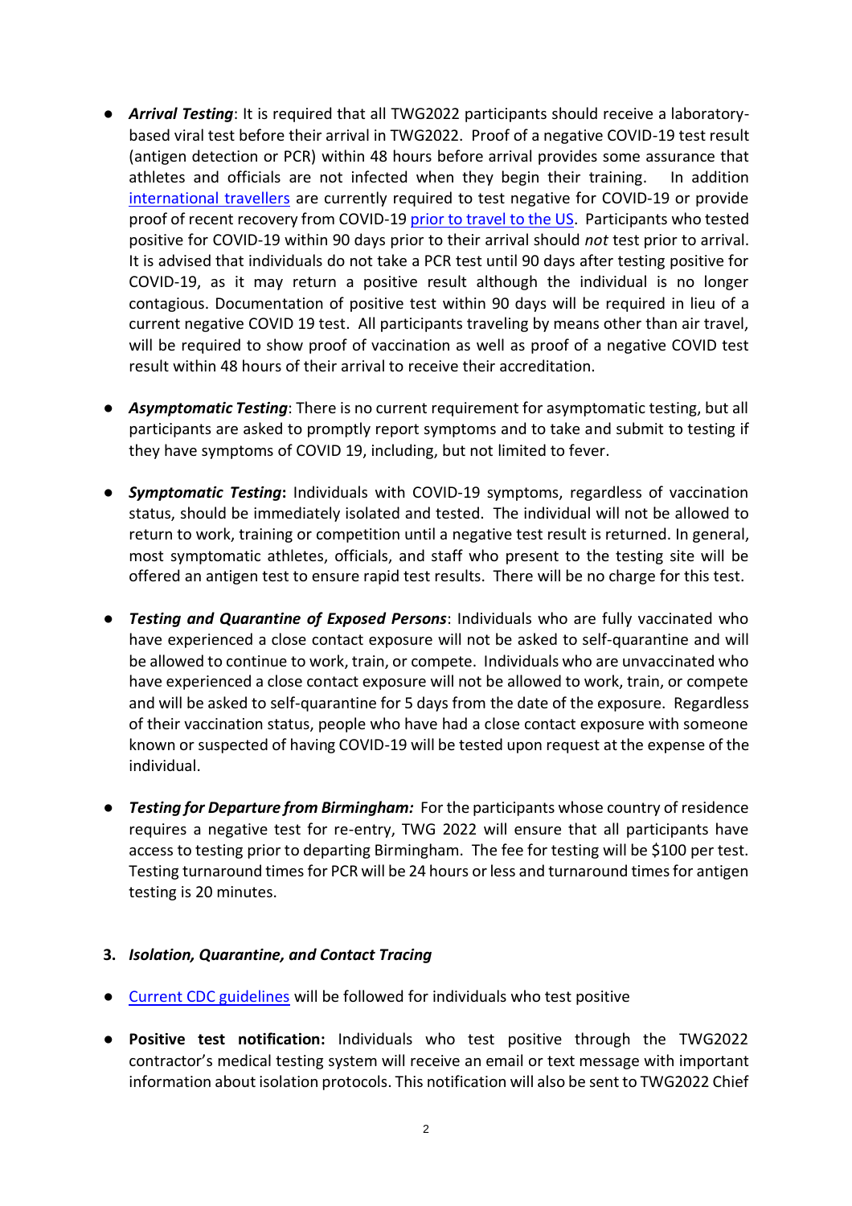- ***Arrival Testing***: It is required that all TWG2022 participants should receive a laboratory-based viral test before their arrival in TWG2022. Proof of a negative COVID-19 test result (antigen detection or PCR) within 48 hours before arrival provides some assurance that athletes and officials are not infected when they begin their training. In addition international travellers are currently required to test negative for COVID-19 or provide proof of recent recovery from COVID-19 prior to travel to the US. Participants who tested positive for COVID-19 within 90 days prior to their arrival should *not* test prior to arrival. It is advised that individuals do not take a PCR test until 90 days after testing positive for COVID-19, as it may return a positive result although the individual is no longer contagious. Documentation of positive test within 90 days will be required in lieu of a current negative COVID 19 test. All participants traveling by means other than air travel, will be required to show proof of vaccination as well as proof of a negative COVID test result within 48 hours of their arrival to receive their accreditation.

- ***Asymptomatic Testing***: There is no current requirement for asymptomatic testing, but all participants are asked to promptly report symptoms and to take and submit to testing if they have symptoms of COVID 19, including, but not limited to fever.

- ***Symptomatic Testing*****:** Individuals with COVID-19 symptoms, regardless of vaccination status, should be immediately isolated and tested. The individual will not be allowed to return to work, training or competition until a negative test result is returned. In general, most symptomatic athletes, officials, and staff who present to the testing site will be offered an antigen test to ensure rapid test results. There will be no charge for this test.

- ***Testing and Quarantine of Exposed Persons***: Individuals who are fully vaccinated who have experienced a close contact exposure will not be asked to self-quarantine and will be allowed to continue to work, train, or compete. Individuals who are unvaccinated who have experienced a close contact exposure will not be allowed to work, train, or compete and will be asked to self-quarantine for 5 days from the date of the exposure. Regardless of their vaccination status, people who have had a close contact exposure with someone known or suspected of having COVID-19 will be tested upon request at the expense of the individual.

- ***Testing for Departure from Birmingham:*** For the participants whose country of residence requires a negative test for re-entry, TWG 2022 will ensure that all participants have access to testing prior to departing Birmingham. The fee for testing will be $100 per test. Testing turnaround times for PCR will be 24 hours or less and turnaround times for antigen testing is 20 minutes.

### 3. *Isolation, Quarantine, and Contact Tracing*

- Current CDC guidelines will be followed for individuals who test positive

- **Positive test notification:** Individuals who test positive through the TWG2022 contractor's medical testing system will receive an email or text message with important information about isolation protocols. This notification will also be sent to TWG2022 Chief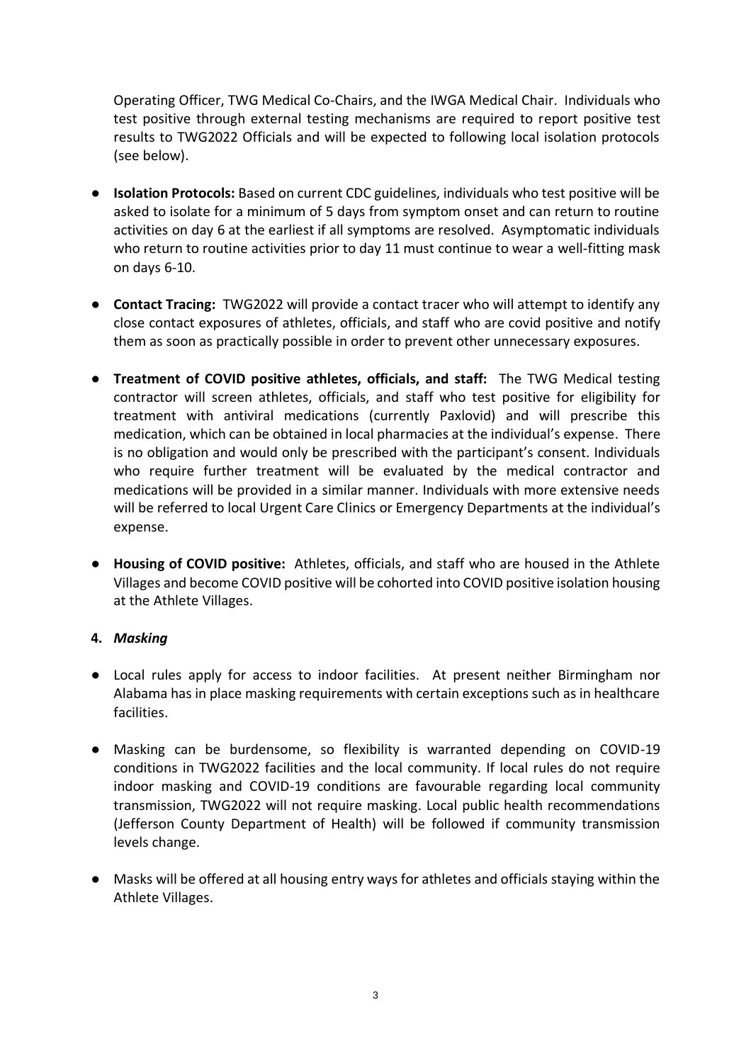Operating Officer, TWG Medical Co-Chairs, and the IWGA Medical Chair. Individuals who test positive through external testing mechanisms are required to report positive test results to TWG2022 Officials and will be expected to following local isolation protocols (see below).

- **Isolation Protocols:** Based on current CDC guidelines, individuals who test positive will be asked to isolate for a minimum of 5 days from symptom onset and can return to routine activities on day 6 at the earliest if all symptoms are resolved. Asymptomatic individuals who return to routine activities prior to day 11 must continue to wear a well-fitting mask on days 6-10.

- **Contact Tracing:** TWG2022 will provide a contact tracer who will attempt to identify any close contact exposures of athletes, officials, and staff who are covid positive and notify them as soon as practically possible in order to prevent other unnecessary exposures.

- **Treatment of COVID positive athletes, officials, and staff:** The TWG Medical testing contractor will screen athletes, officials, and staff who test positive for eligibility for treatment with antiviral medications (currently Paxlovid) and will prescribe this medication, which can be obtained in local pharmacies at the individual's expense. There is no obligation and would only be prescribed with the participant's consent. Individuals who require further treatment will be evaluated by the medical contractor and medications will be provided in a similar manner. Individuals with more extensive needs will be referred to local Urgent Care Clinics or Emergency Departments at the individual's expense.

- **Housing of COVID positive:** Athletes, officials, and staff who are housed in the Athlete Villages and become COVID positive will be cohorted into COVID positive isolation housing at the Athlete Villages.

**4.** ***Masking***

- Local rules apply for access to indoor facilities. At present neither Birmingham nor Alabama has in place masking requirements with certain exceptions such as in healthcare facilities.

- Masking can be burdensome, so flexibility is warranted depending on COVID-19 conditions in TWG2022 facilities and the local community. If local rules do not require indoor masking and COVID-19 conditions are favourable regarding local community transmission, TWG2022 will not require masking. Local public health recommendations (Jefferson County Department of Health) will be followed if community transmission levels change.

- Masks will be offered at all housing entry ways for athletes and officials staying within the Athlete Villages.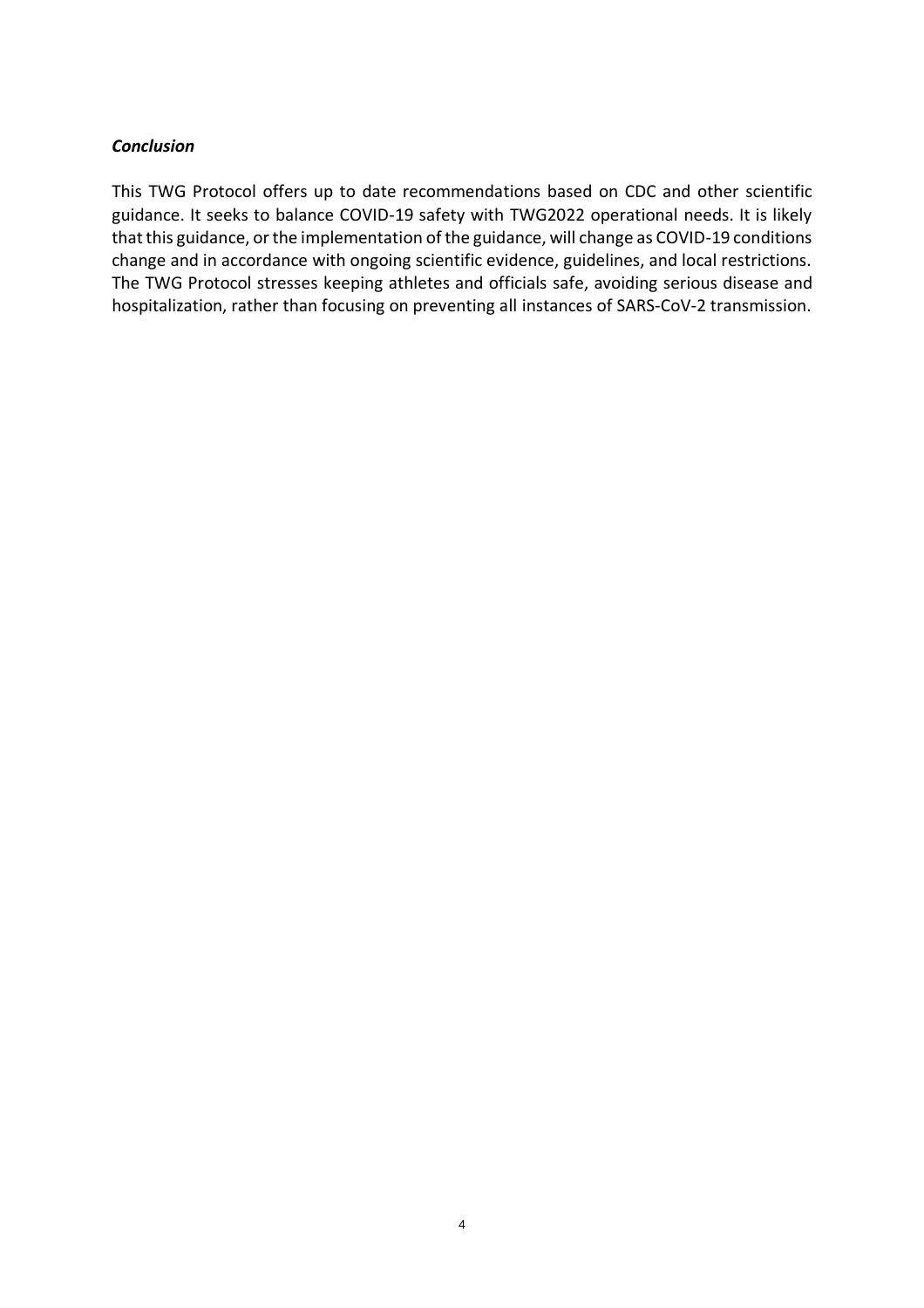***Conclusion***

This TWG Protocol offers up to date recommendations based on CDC and other scientific guidance. It seeks to balance COVID-19 safety with TWG2022 operational needs. It is likely that this guidance, or the implementation of the guidance, will change as COVID-19 conditions change and in accordance with ongoing scientific evidence, guidelines, and local restrictions. The TWG Protocol stresses keeping athletes and officials safe, avoiding serious disease and hospitalization, rather than focusing on preventing all instances of SARS-CoV-2 transmission.